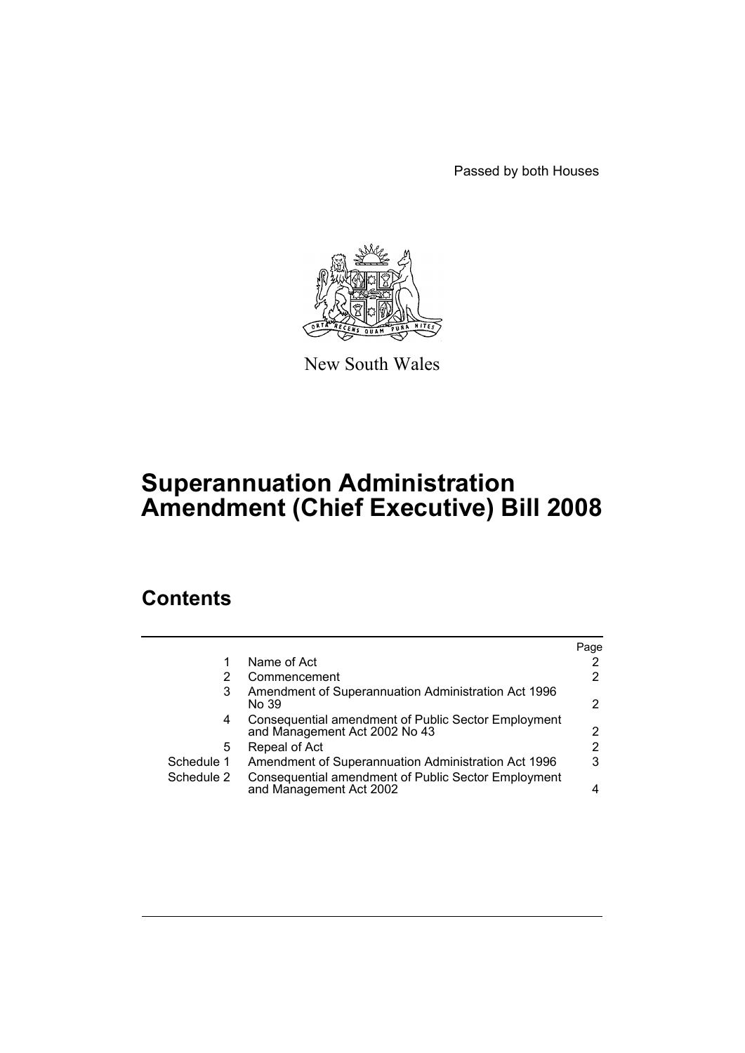Passed by both Houses

New South Wales

# Superannuation Administration Amendment (Chief Executive) Bill 2008

## Contents

| | | Page |
|---|---|---|
| 1 | Name of Act | 2 |
| 2 | Commencement | 2 |
| 3 | Amendment of Superannuation Administration Act 1996 No 39 | 2 |
| 4 | Consequential amendment of Public Sector Employment and Management Act 2002 No 43 | 2 |
| 5 | Repeal of Act | 2 |
| Schedule 1 | Amendment of Superannuation Administration Act 1996 | 3 |
| Schedule 2 | Consequential amendment of Public Sector Employment and Management Act 2002 | 4 |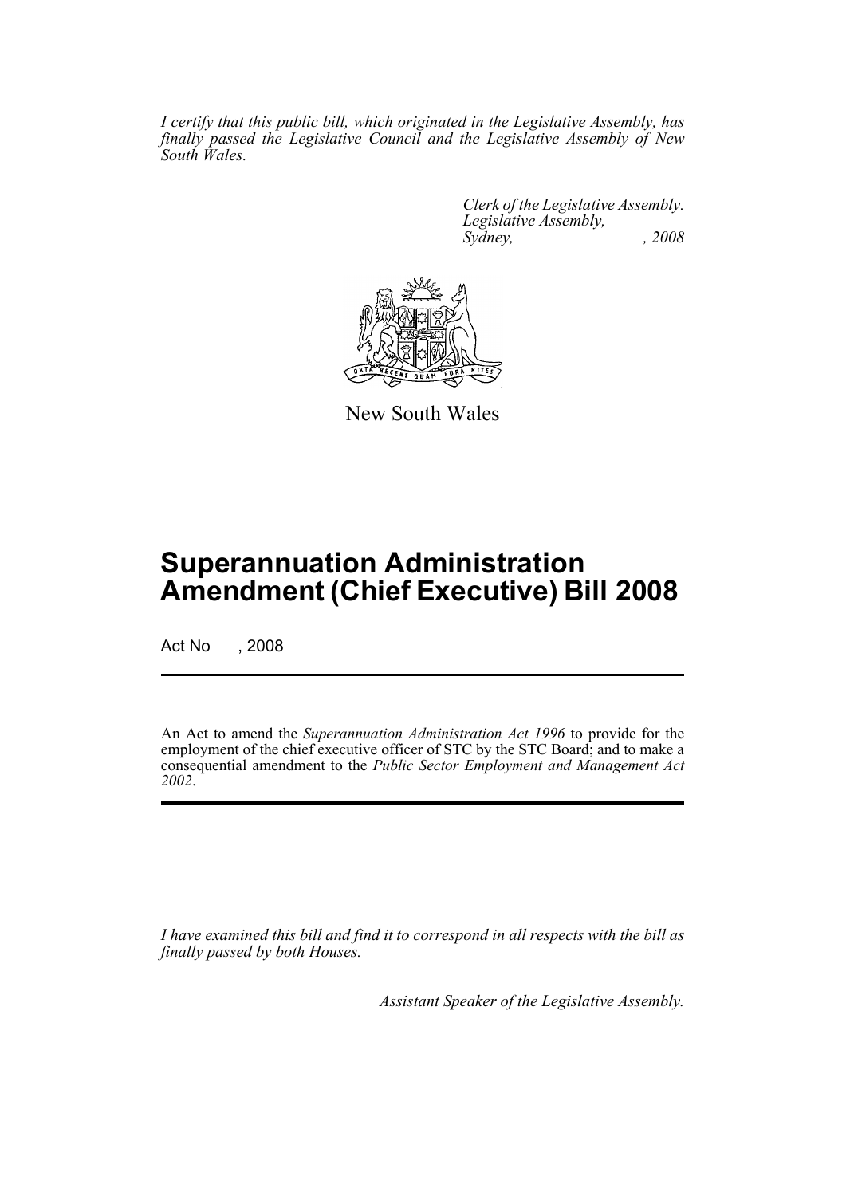*I certify that this public bill, which originated in the Legislative Assembly, has finally passed the Legislative Council and the Legislative Assembly of New South Wales.*

*Clerk of the Legislative Assembly.*
*Legislative Assembly,*
*Sydney, , 2008*

New South Wales

# Superannuation Administration Amendment (Chief Executive) Bill 2008

Act No , 2008

An Act to amend the *Superannuation Administration Act 1996* to provide for the employment of the chief executive officer of STC by the STC Board; and to make a consequential amendment to the *Public Sector Employment and Management Act 2002*.

*I have examined this bill and find it to correspond in all respects with the bill as finally passed by both Houses.*

*Assistant Speaker of the Legislative Assembly.*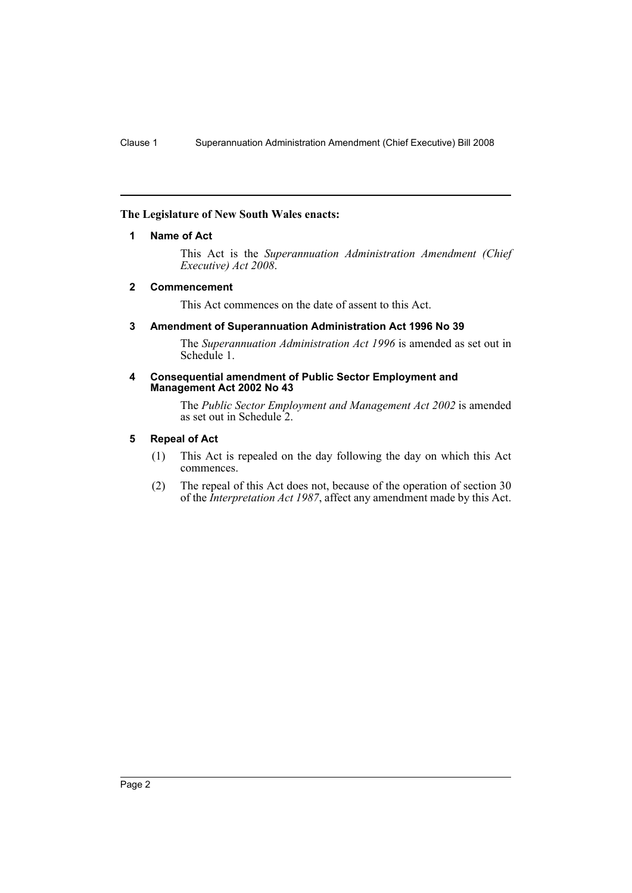**The Legislature of New South Wales enacts:**

### 1 Name of Act

This Act is the *Superannuation Administration Amendment (Chief Executive) Act 2008*.

### 2 Commencement

This Act commences on the date of assent to this Act.

### 3 Amendment of Superannuation Administration Act 1996 No 39

The *Superannuation Administration Act 1996* is amended as set out in Schedule 1.

### 4 Consequential amendment of Public Sector Employment and Management Act 2002 No 43

The *Public Sector Employment and Management Act 2002* is amended as set out in Schedule 2.

### 5 Repeal of Act

(1) This Act is repealed on the day following the day on which this Act commences.

(2) The repeal of this Act does not, because of the operation of section 30 of the *Interpretation Act 1987*, affect any amendment made by this Act.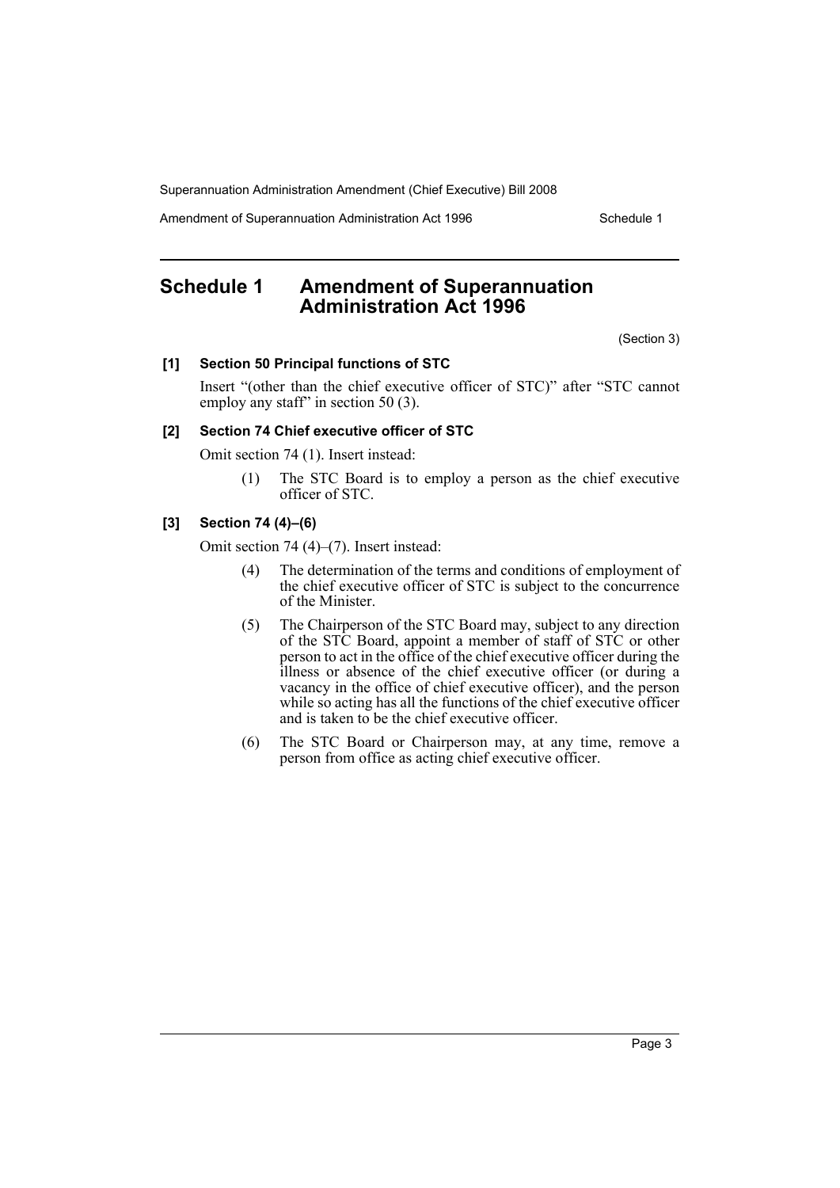# Schedule 1 Amendment of Superannuation Administration Act 1996

(Section 3)

**[1] Section 50 Principal functions of STC**

Insert "(other than the chief executive officer of STC)" after "STC cannot employ any staff" in section 50 (3).

**[2] Section 74 Chief executive officer of STC**

Omit section 74 (1). Insert instead:

> (1) The STC Board is to employ a person as the chief executive officer of STC.

**[3] Section 74 (4)–(6)**

Omit section 74 (4)–(7). Insert instead:

> (4) The determination of the terms and conditions of employment of the chief executive officer of STC is subject to the concurrence of the Minister.
>
> (5) The Chairperson of the STC Board may, subject to any direction of the STC Board, appoint a member of staff of STC or other person to act in the office of the chief executive officer during the illness or absence of the chief executive officer (or during a vacancy in the office of chief executive officer), and the person while so acting has all the functions of the chief executive officer and is taken to be the chief executive officer.
>
> (6) The STC Board or Chairperson may, at any time, remove a person from office as acting chief executive officer.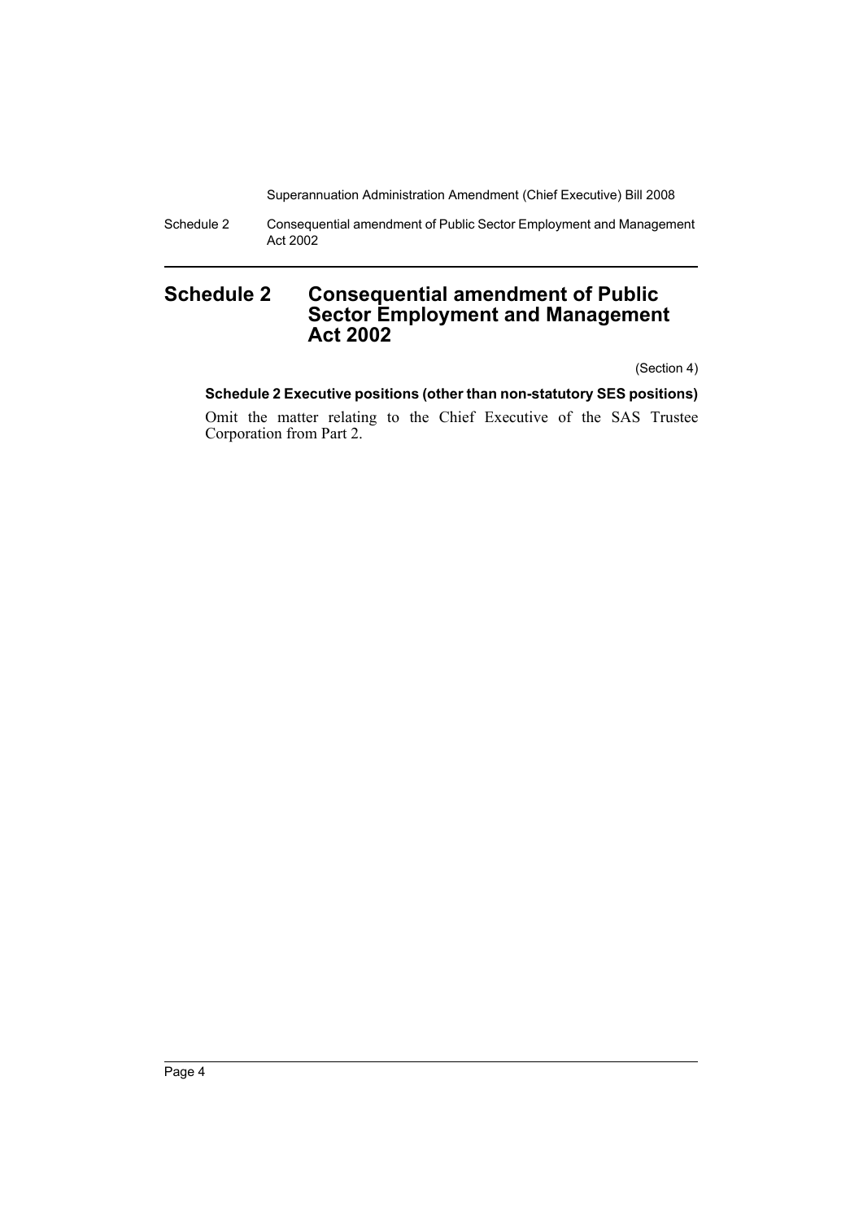# Schedule 2 Consequential amendment of Public Sector Employment and Management Act 2002

(Section 4)

**Schedule 2 Executive positions (other than non-statutory SES positions)**

Omit the matter relating to the Chief Executive of the SAS Trustee Corporation from Part 2.